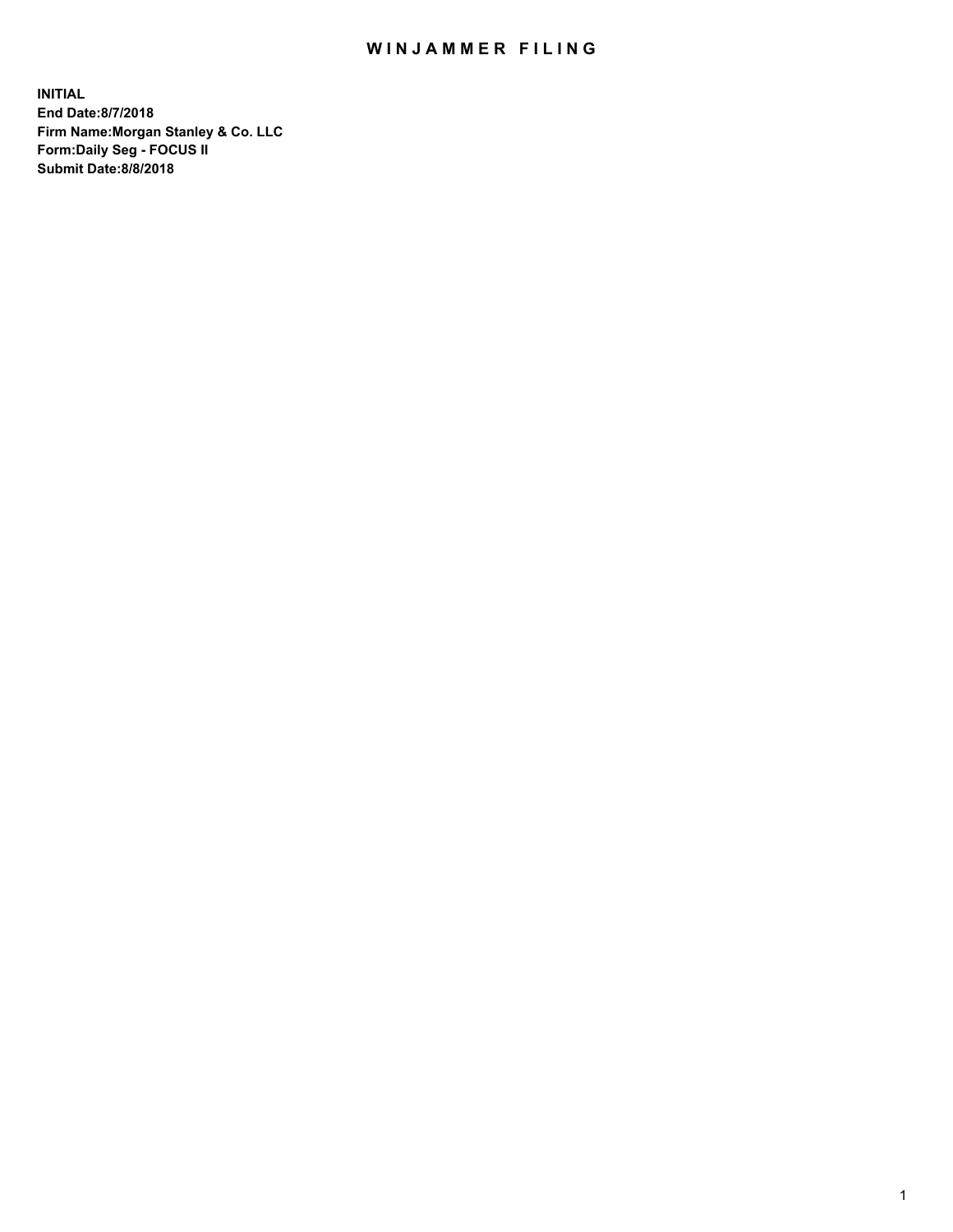# WINJAMMER FILING

**INITIAL**
**End Date:8/7/2018**
**Firm Name:Morgan Stanley & Co. LLC**
**Form:Daily Seg - FOCUS II**
**Submit Date:8/8/2018**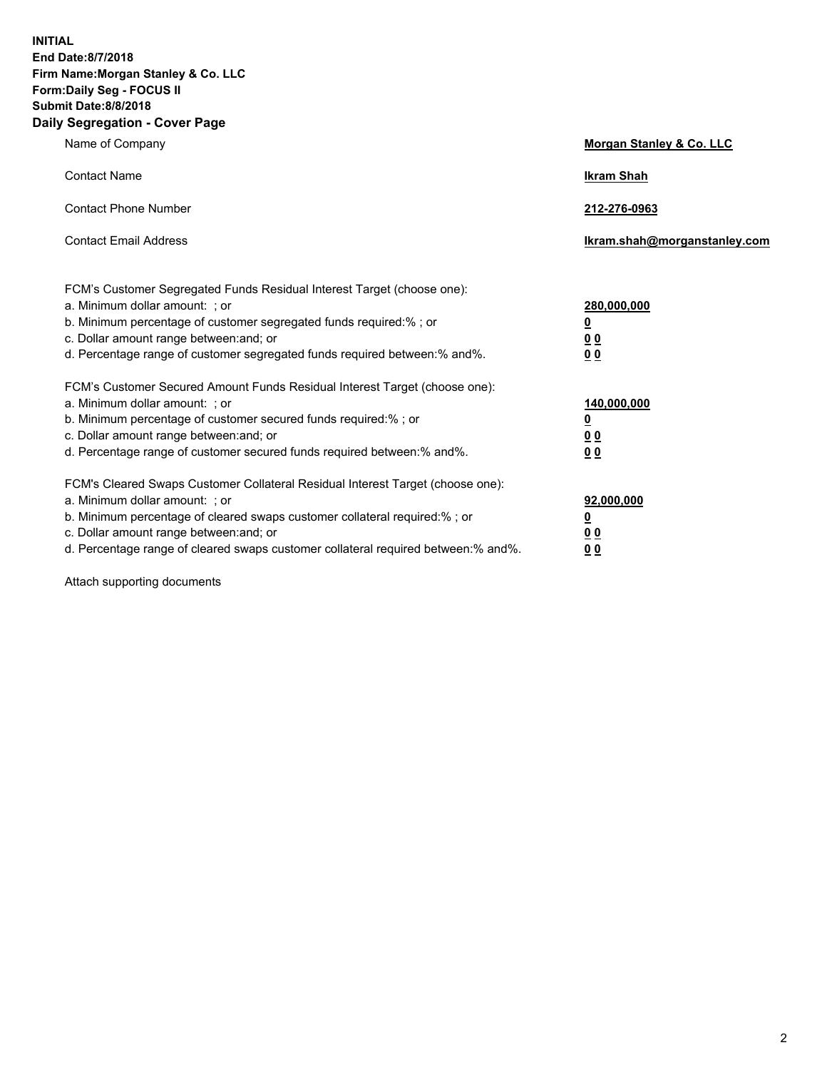**INITIAL**
**End Date:8/7/2018**
**Firm Name:Morgan Stanley & Co. LLC**
**Form:Daily Seg - FOCUS II**
**Submit Date:8/8/2018**
**Daily Segregation - Cover Page**

| | |
|---|---|
| Name of Company | **Morgan Stanley & Co. LLC** |
| Contact Name | **Ikram Shah** |
| Contact Phone Number | **212-276-0963** |
| Contact Email Address | **Ikram.shah@morganstanley.com** |

FCM's Customer Segregated Funds Residual Interest Target (choose one):

| | |
|---|---|
| a. Minimum dollar amount: ; or | **280,000,000** |
| b. Minimum percentage of customer segregated funds required:% ; or | **0** |
| c. Dollar amount range between:and; or | **0 0** |
| d. Percentage range of customer segregated funds required between:% and%. | **0 0** |

FCM's Customer Secured Amount Funds Residual Interest Target (choose one):

| | |
|---|---|
| a. Minimum dollar amount: ; or | **140,000,000** |
| b. Minimum percentage of customer secured funds required:% ; or | **0** |
| c. Dollar amount range between:and; or | **0 0** |
| d. Percentage range of customer secured funds required between:% and%. | **0 0** |

FCM's Cleared Swaps Customer Collateral Residual Interest Target (choose one):

| | |
|---|---|
| a. Minimum dollar amount: ; or | **92,000,000** |
| b. Minimum percentage of cleared swaps customer collateral required:% ; or | **0** |
| c. Dollar amount range between:and; or | **0 0** |
| d. Percentage range of cleared swaps customer collateral required between:% and%. | **0 0** |

Attach supporting documents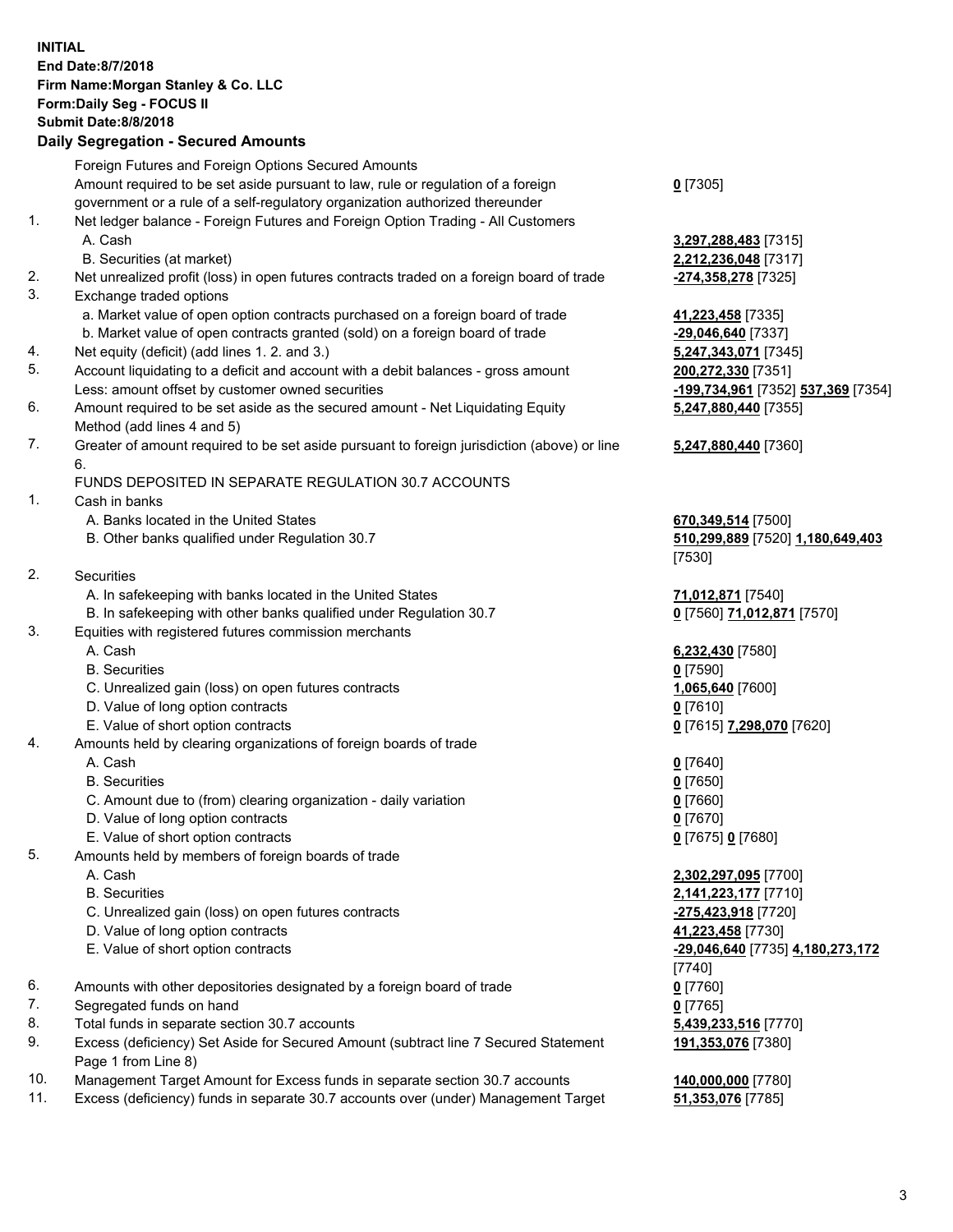**INITIAL**
**End Date:8/7/2018**
**Firm Name:Morgan Stanley & Co. LLC**
**Form:Daily Seg - FOCUS II**
**Submit Date:8/8/2018**

## Daily Segregation - Secured Amounts

| | | |
|---|---|---|
| | Foreign Futures and Foreign Options Secured Amounts | |
| | Amount required to be set aside pursuant to law, rule or regulation of a foreign government or a rule of a self-regulatory organization authorized thereunder | **0** [7305] |
| 1. | Net ledger balance - Foreign Futures and Foreign Option Trading - All Customers | |
| | A. Cash | **3,297,288,483** [7315] |
| | B. Securities (at market) | **2,212,236,048** [7317] |
| 2. | Net unrealized profit (loss) in open futures contracts traded on a foreign board of trade | **-274,358,278** [7325] |
| 3. | Exchange traded options | |
| | a. Market value of open option contracts purchased on a foreign board of trade | **41,223,458** [7335] |
| | b. Market value of open contracts granted (sold) on a foreign board of trade | **-29,046,640** [7337] |
| 4. | Net equity (deficit) (add lines 1. 2. and 3.) | **5,247,343,071** [7345] |
| 5. | Account liquidating to a deficit and account with a debit balances - gross amount | **200,272,330** [7351] |
| | Less: amount offset by customer owned securities | **-199,734,961** [7352] **537,369** [7354] |
| 6. | Amount required to be set aside as the secured amount - Net Liquidating Equity Method (add lines 4 and 5) | **5,247,880,440** [7355] |
| 7. | Greater of amount required to be set aside pursuant to foreign jurisdiction (above) or line 6. | **5,247,880,440** [7360] |
| | FUNDS DEPOSITED IN SEPARATE REGULATION 30.7 ACCOUNTS | |
| 1. | Cash in banks | |
| | A. Banks located in the United States | **670,349,514** [7500] |
| | B. Other banks qualified under Regulation 30.7 | **510,299,889** [7520] **1,180,649,403** [7530] |
| 2. | Securities | |
| | A. In safekeeping with banks located in the United States | **71,012,871** [7540] |
| | B. In safekeeping with other banks qualified under Regulation 30.7 | **0** [7560] **71,012,871** [7570] |
| 3. | Equities with registered futures commission merchants | |
| | A. Cash | **6,232,430** [7580] |
| | B. Securities | **0** [7590] |
| | C. Unrealized gain (loss) on open futures contracts | **1,065,640** [7600] |
| | D. Value of long option contracts | **0** [7610] |
| | E. Value of short option contracts | **0** [7615] **7,298,070** [7620] |
| 4. | Amounts held by clearing organizations of foreign boards of trade | |
| | A. Cash | **0** [7640] |
| | B. Securities | **0** [7650] |
| | C. Amount due to (from) clearing organization - daily variation | **0** [7660] |
| | D. Value of long option contracts | **0** [7670] |
| | E. Value of short option contracts | **0** [7675] **0** [7680] |
| 5. | Amounts held by members of foreign boards of trade | |
| | A. Cash | **2,302,297,095** [7700] |
| | B. Securities | **2,141,223,177** [7710] |
| | C. Unrealized gain (loss) on open futures contracts | **-275,423,918** [7720] |
| | D. Value of long option contracts | **41,223,458** [7730] |
| | E. Value of short option contracts | **-29,046,640** [7735] **4,180,273,172** [7740] |
| 6. | Amounts with other depositories designated by a foreign board of trade | **0** [7760] |
| 7. | Segregated funds on hand | **0** [7765] |
| 8. | Total funds in separate section 30.7 accounts | **5,439,233,516** [7770] |
| 9. | Excess (deficiency) Set Aside for Secured Amount (subtract line 7 Secured Statement Page 1 from Line 8) | **191,353,076** [7380] |
| 10. | Management Target Amount for Excess funds in separate section 30.7 accounts | **140,000,000** [7780] |
| 11. | Excess (deficiency) funds in separate 30.7 accounts over (under) Management Target | **51,353,076** [7785] |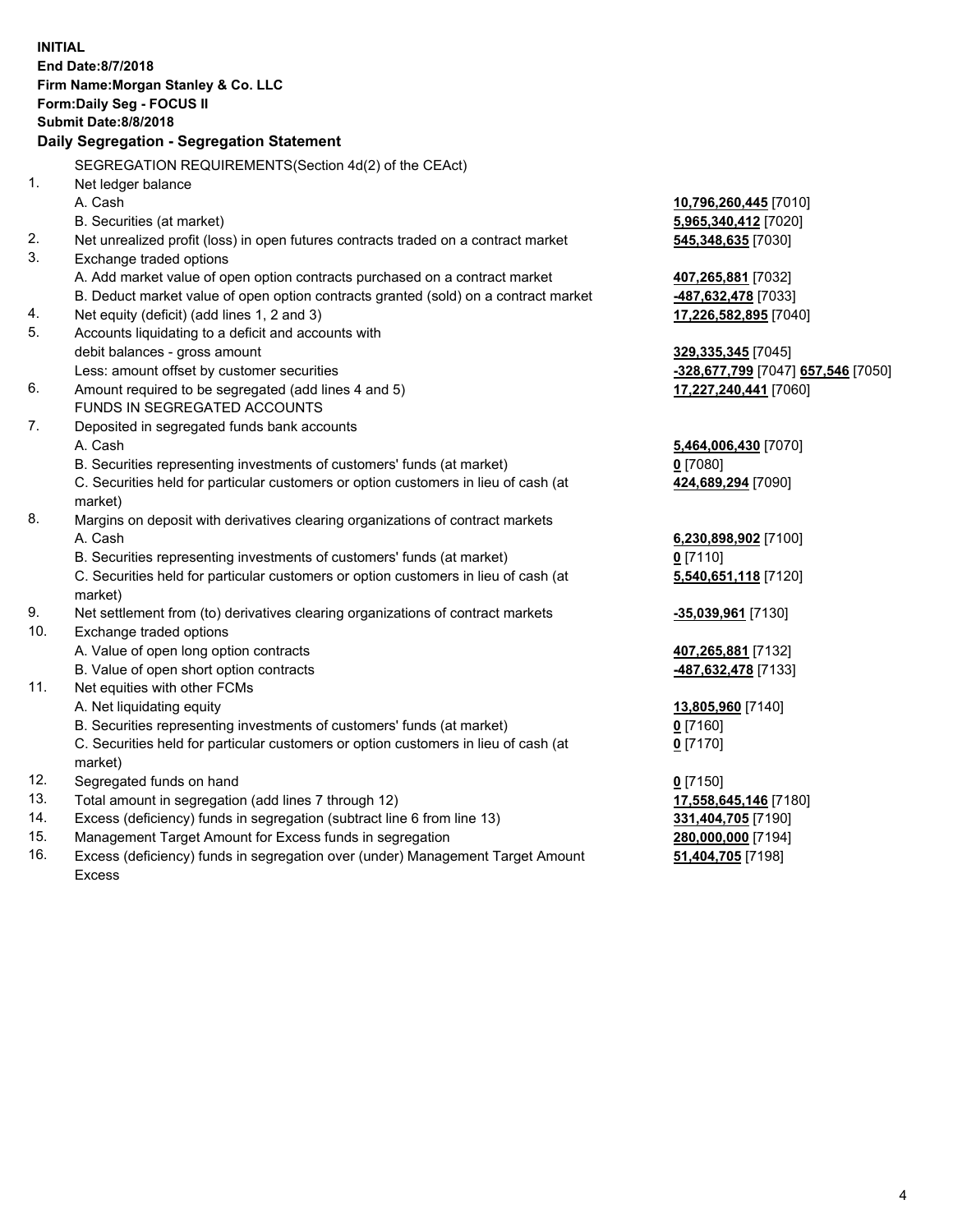**INITIAL**
**End Date:8/7/2018**
**Firm Name:Morgan Stanley & Co. LLC**
**Form:Daily Seg - FOCUS II**
**Submit Date:8/8/2018**

## Daily Segregation - Segregation Statement

SEGREGATION REQUIREMENTS(Section 4d(2) of the CEAct)

| | | |
|---|---|---|
| 1. | Net ledger balance | |
| | A. Cash | **10,796,260,445** [7010] |
| | B. Securities (at market) | **5,965,340,412** [7020] |
| 2. | Net unrealized profit (loss) in open futures contracts traded on a contract market | **545,348,635** [7030] |
| 3. | Exchange traded options | |
| | A. Add market value of open option contracts purchased on a contract market | **407,265,881** [7032] |
| | B. Deduct market value of open option contracts granted (sold) on a contract market | **-487,632,478** [7033] |
| 4. | Net equity (deficit) (add lines 1, 2 and 3) | **17,226,582,895** [7040] |
| 5. | Accounts liquidating to a deficit and accounts with debit balances - gross amount | **329,335,345** [7045] |
| | Less: amount offset by customer securities | **-328,677,799** [7047] **657,546** [7050] |
| 6. | Amount required to be segregated (add lines 4 and 5) | **17,227,240,441** [7060] |
| | FUNDS IN SEGREGATED ACCOUNTS | |
| 7. | Deposited in segregated funds bank accounts | |
| | A. Cash | **5,464,006,430** [7070] |
| | B. Securities representing investments of customers' funds (at market) | **0** [7080] |
| | C. Securities held for particular customers or option customers in lieu of cash (at market) | **424,689,294** [7090] |
| 8. | Margins on deposit with derivatives clearing organizations of contract markets | |
| | A. Cash | **6,230,898,902** [7100] |
| | B. Securities representing investments of customers' funds (at market) | **0** [7110] |
| | C. Securities held for particular customers or option customers in lieu of cash (at market) | **5,540,651,118** [7120] |
| 9. | Net settlement from (to) derivatives clearing organizations of contract markets | **-35,039,961** [7130] |
| 10. | Exchange traded options | |
| | A. Value of open long option contracts | **407,265,881** [7132] |
| | B. Value of open short option contracts | **-487,632,478** [7133] |
| 11. | Net equities with other FCMs | |
| | A. Net liquidating equity | **13,805,960** [7140] |
| | B. Securities representing investments of customers' funds (at market) | **0** [7160] |
| | C. Securities held for particular customers or option customers in lieu of cash (at market) | **0** [7170] |
| 12. | Segregated funds on hand | **0** [7150] |
| 13. | Total amount in segregation (add lines 7 through 12) | **17,558,645,146** [7180] |
| 14. | Excess (deficiency) funds in segregation (subtract line 6 from line 13) | **331,404,705** [7190] |
| 15. | Management Target Amount for Excess funds in segregation | **280,000,000** [7194] |
| 16. | Excess (deficiency) funds in segregation over (under) Management Target Amount Excess | **51,404,705** [7198] |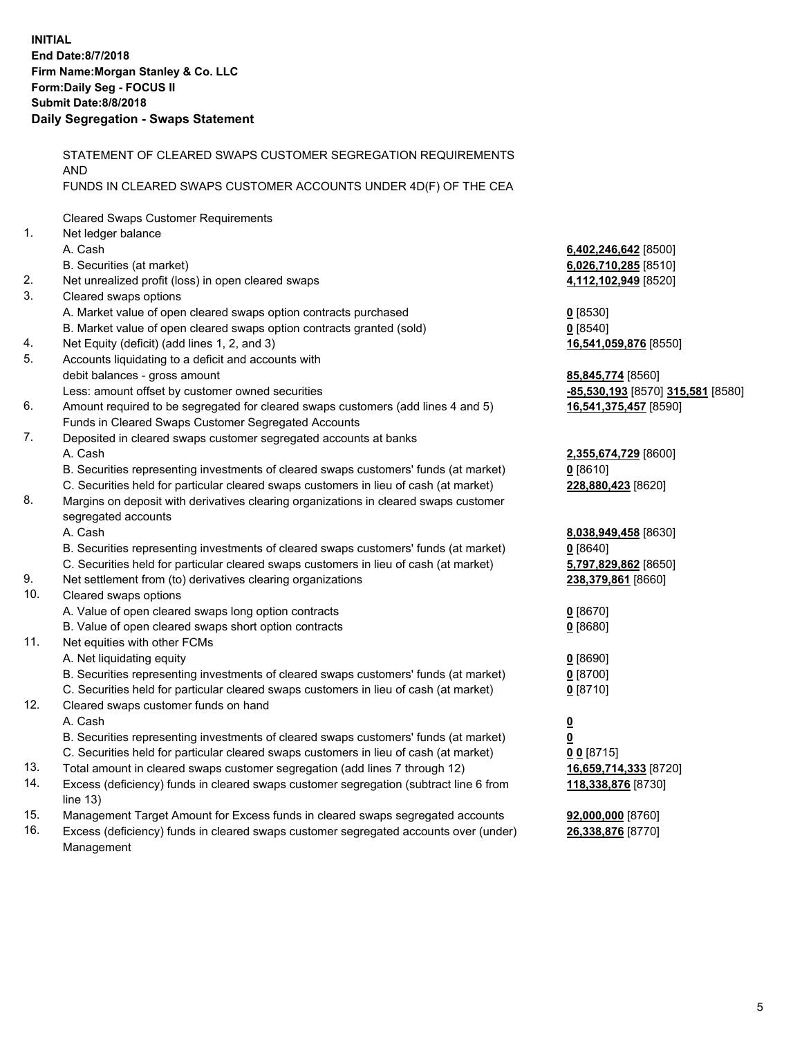**INITIAL**
**End Date:8/7/2018**
**Firm Name:Morgan Stanley & Co. LLC**
**Form:Daily Seg - FOCUS II**
**Submit Date:8/8/2018**
**Daily Segregation - Swaps Statement**

STATEMENT OF CLEARED SWAPS CUSTOMER SEGREGATION REQUIREMENTS AND FUNDS IN CLEARED SWAPS CUSTOMER ACCOUNTS UNDER 4D(F) OF THE CEA

| | | |
|---|---|---|
| | Cleared Swaps Customer Requirements | |
| 1. | Net ledger balance | |
| | A. Cash | **6,402,246,642** [8500] |
| | B. Securities (at market) | **6,026,710,285** [8510] |
| 2. | Net unrealized profit (loss) in open cleared swaps | **4,112,102,949** [8520] |
| 3. | Cleared swaps options | |
| | A. Market value of open cleared swaps option contracts purchased | **0** [8530] |
| | B. Market value of open cleared swaps option contracts granted (sold) | **0** [8540] |
| 4. | Net Equity (deficit) (add lines 1, 2, and 3) | **16,541,059,876** [8550] |
| 5. | Accounts liquidating to a deficit and accounts with debit balances - gross amount | **85,845,774** [8560] |
| | Less: amount offset by customer owned securities | **-85,530,193** [8570] **315,581** [8580] |
| 6. | Amount required to be segregated for cleared swaps customers (add lines 4 and 5) | **16,541,375,457** [8590] |
| | Funds in Cleared Swaps Customer Segregated Accounts | |
| 7. | Deposited in cleared swaps customer segregated accounts at banks | |
| | A. Cash | **2,355,674,729** [8600] |
| | B. Securities representing investments of cleared swaps customers' funds (at market) | **0** [8610] |
| | C. Securities held for particular cleared swaps customers in lieu of cash (at market) | **228,880,423** [8620] |
| 8. | Margins on deposit with derivatives clearing organizations in cleared swaps customer segregated accounts | |
| | A. Cash | **8,038,949,458** [8630] |
| | B. Securities representing investments of cleared swaps customers' funds (at market) | **0** [8640] |
| | C. Securities held for particular cleared swaps customers in lieu of cash (at market) | **5,797,829,862** [8650] |
| 9. | Net settlement from (to) derivatives clearing organizations | **238,379,861** [8660] |
| 10. | Cleared swaps options | |
| | A. Value of open cleared swaps long option contracts | **0** [8670] |
| | B. Value of open cleared swaps short option contracts | **0** [8680] |
| 11. | Net equities with other FCMs | |
| | A. Net liquidating equity | **0** [8690] |
| | B. Securities representing investments of cleared swaps customers' funds (at market) | **0** [8700] |
| | C. Securities held for particular cleared swaps customers in lieu of cash (at market) | **0** [8710] |
| 12. | Cleared swaps customer funds on hand | |
| | A. Cash | **0** |
| | B. Securities representing investments of cleared swaps customers' funds (at market) | **0** |
| | C. Securities held for particular cleared swaps customers in lieu of cash (at market) | **0** **0** [8715] |
| 13. | Total amount in cleared swaps customer segregation (add lines 7 through 12) | **16,659,714,333** [8720] |
| 14. | Excess (deficiency) funds in cleared swaps customer segregation (subtract line 6 from line 13) | **118,338,876** [8730] |
| 15. | Management Target Amount for Excess funds in cleared swaps segregated accounts | **92,000,000** [8760] |
| 16. | Excess (deficiency) funds in cleared swaps customer segregated accounts over (under) Management | **26,338,876** [8770] |